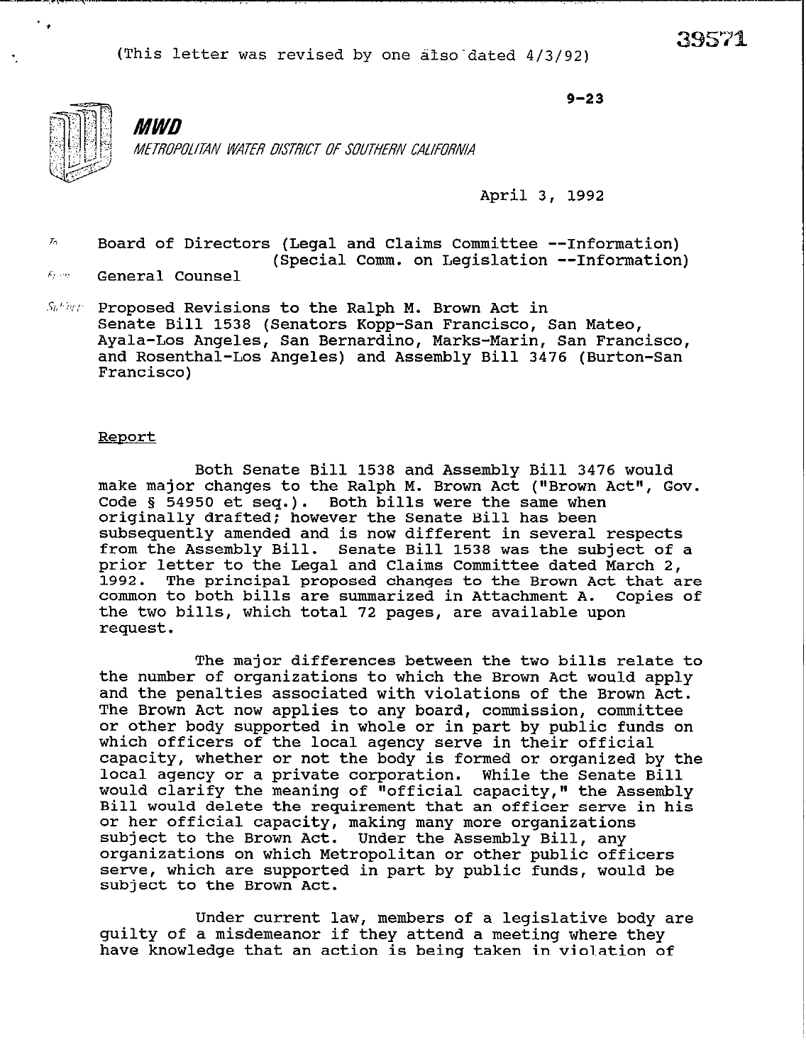(This letter was revised by one also dated 4/3/92)

39571

9-23

**MWD**

*METROPOLITAN WATER DISTRICT OF SOUTHERN CALIFORNIA*

April 3, 1992

To: Board of Directors (Legal and Claims Committee --Information)
(Special Comm. on Legislation --Information)

From: General Counsel

Subject: Proposed Revisions to the Ralph M. Brown Act in Senate Bill 1538 (Senators Kopp-San Francisco, San Mateo, Ayala-Los Angeles, San Bernardino, Marks-Marin, San Francisco, and Rosenthal-Los Angeles) and Assembly Bill 3476 (Burton-San Francisco)

Report

Both Senate Bill 1538 and Assembly Bill 3476 would make major changes to the Ralph M. Brown Act ("Brown Act", Gov. Code § 54950 et seq.). Both bills were the same when originally drafted; however the Senate Bill has been subsequently amended and is now different in several respects from the Assembly Bill. Senate Bill 1538 was the subject of a prior letter to the Legal and Claims Committee dated March 2, 1992. The principal proposed changes to the Brown Act that are common to both bills are summarized in Attachment A. Copies of the two bills, which total 72 pages, are available upon request.

The major differences between the two bills relate to the number of organizations to which the Brown Act would apply and the penalties associated with violations of the Brown Act. The Brown Act now applies to any board, commission, committee or other body supported in whole or in part by public funds on which officers of the local agency serve in their official capacity, whether or not the body is formed or organized by the local agency or a private corporation. While the Senate Bill would clarify the meaning of "official capacity," the Assembly Bill would delete the requirement that an officer serve in his or her official capacity, making many more organizations subject to the Brown Act. Under the Assembly Bill, any organizations on which Metropolitan or other public officers serve, which are supported in part by public funds, would be subject to the Brown Act.

Under current law, members of a legislative body are guilty of a misdemeanor if they attend a meeting where they have knowledge that an action is being taken in violation of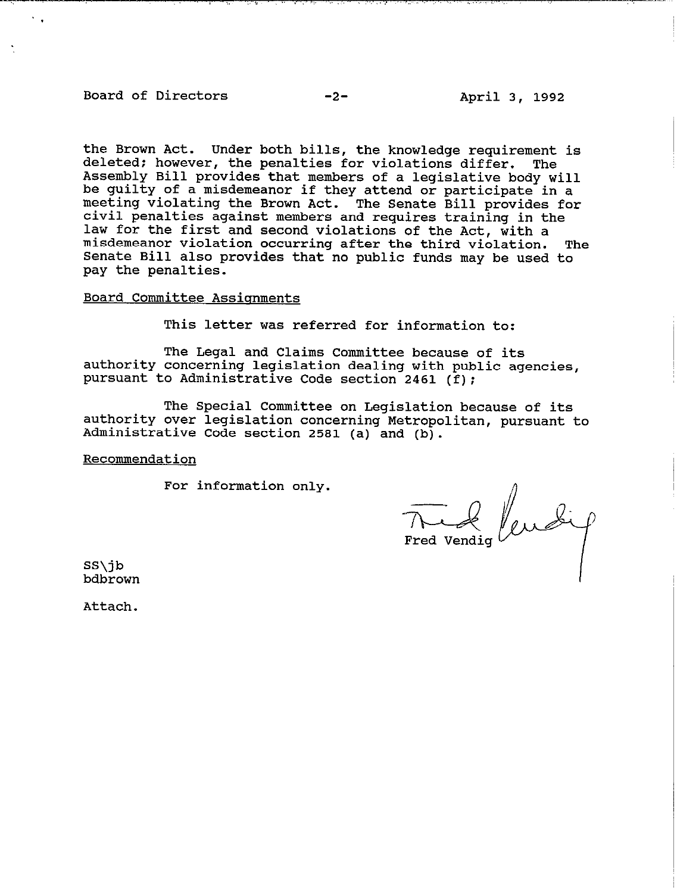the Brown Act. Under both bills, the knowledge requirement is deleted; however, the penalties for violations differ. The Assembly Bill provides that members of a legislative body will be guilty of a misdemeanor if they attend or participate in a meeting violating the Brown Act. The Senate Bill provides for civil penalties against members and requires training in the law for the first and second violations of the Act, with a misdemeanor violation occurring after the third violation. The Senate Bill also provides that no public funds may be used to pay the penalties.

Board Committee Assignments

This letter was referred for information to:

The Legal and Claims Committee because of its authority concerning legislation dealing with public agencies, pursuant to Administrative Code section 2461 (f);

The Special Committee on Legislation because of its authority over legislation concerning Metropolitan, pursuant to Administrative Code section 2581 (a) and (b).

Recommendation

For information only.

Fred Vendig

SS\jb
bdbrown

Attach.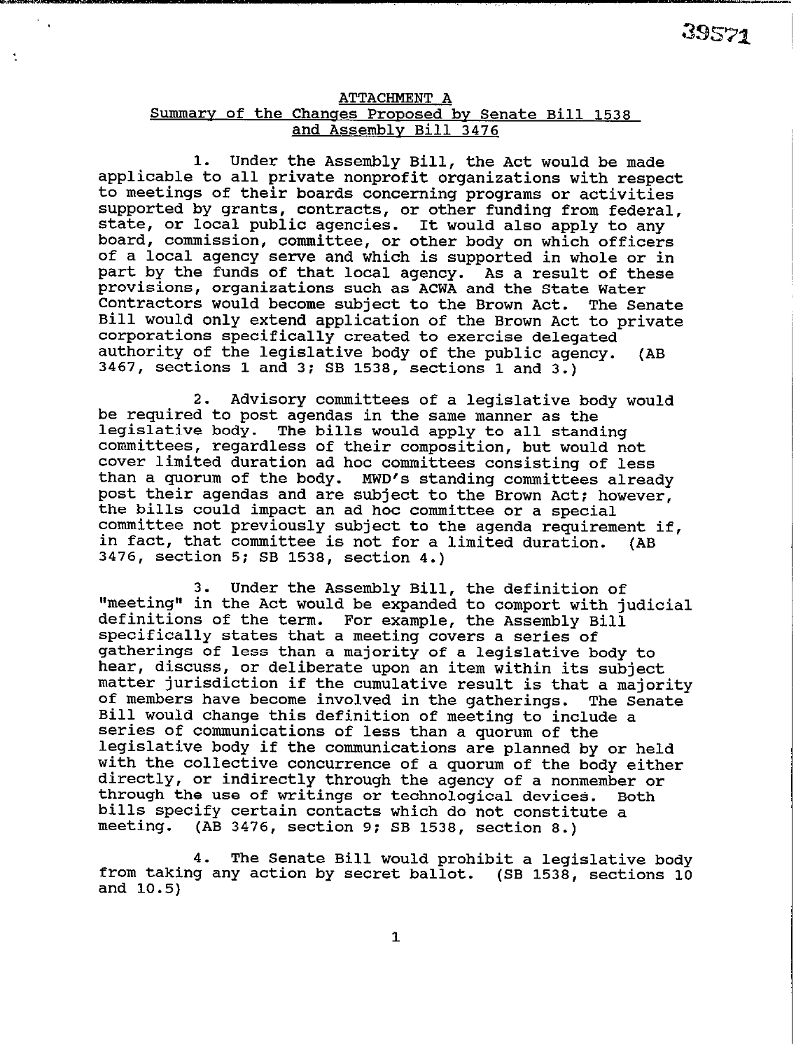ATTACHMENT A

Summary of the Changes Proposed by Senate Bill 1538 and Assembly Bill 3476

1. Under the Assembly Bill, the Act would be made applicable to all private nonprofit organizations with respect to meetings of their boards concerning programs or activities supported by grants, contracts, or other funding from federal, state, or local public agencies. It would also apply to any board, commission, committee, or other body on which officers of a local agency serve and which is supported in whole or in part by the funds of that local agency. As a result of these provisions, organizations such as ACWA and the State Water Contractors would become subject to the Brown Act. The Senate Bill would only extend application of the Brown Act to private corporations specifically created to exercise delegated authority of the legislative body of the public agency. (AB 3467, sections 1 and 3; SB 1538, sections 1 and 3.)

2. Advisory committees of a legislative body would be required to post agendas in the same manner as the legislative body. The bills would apply to all standing committees, regardless of their composition, but would not cover limited duration ad hoc committees consisting of less than a quorum of the body. MWD's standing committees already post their agendas and are subject to the Brown Act; however, the bills could impact an ad hoc committee or a special committee not previously subject to the agenda requirement if, in fact, that committee is not for a limited duration. (AB 3476, section 5; SB 1538, section 4.)

3. Under the Assembly Bill, the definition of "meeting" in the Act would be expanded to comport with judicial definitions of the term. For example, the Assembly Bill specifically states that a meeting covers a series of gatherings of less than a majority of a legislative body to hear, discuss, or deliberate upon an item within its subject matter jurisdiction if the cumulative result is that a majority of members have become involved in the gatherings. The Senate Bill would change this definition of meeting to include a series of communications of less than a quorum of the legislative body if the communications are planned by or held with the collective concurrence of a quorum of the body either directly, or indirectly through the agency of a nonmember or through the use of writings or technological devices. Both bills specify certain contacts which do not constitute a meeting. (AB 3476, section 9; SB 1538, section 8.)

4. The Senate Bill would prohibit a legislative body from taking any action by secret ballot. (SB 1538, sections 10 and 10.5)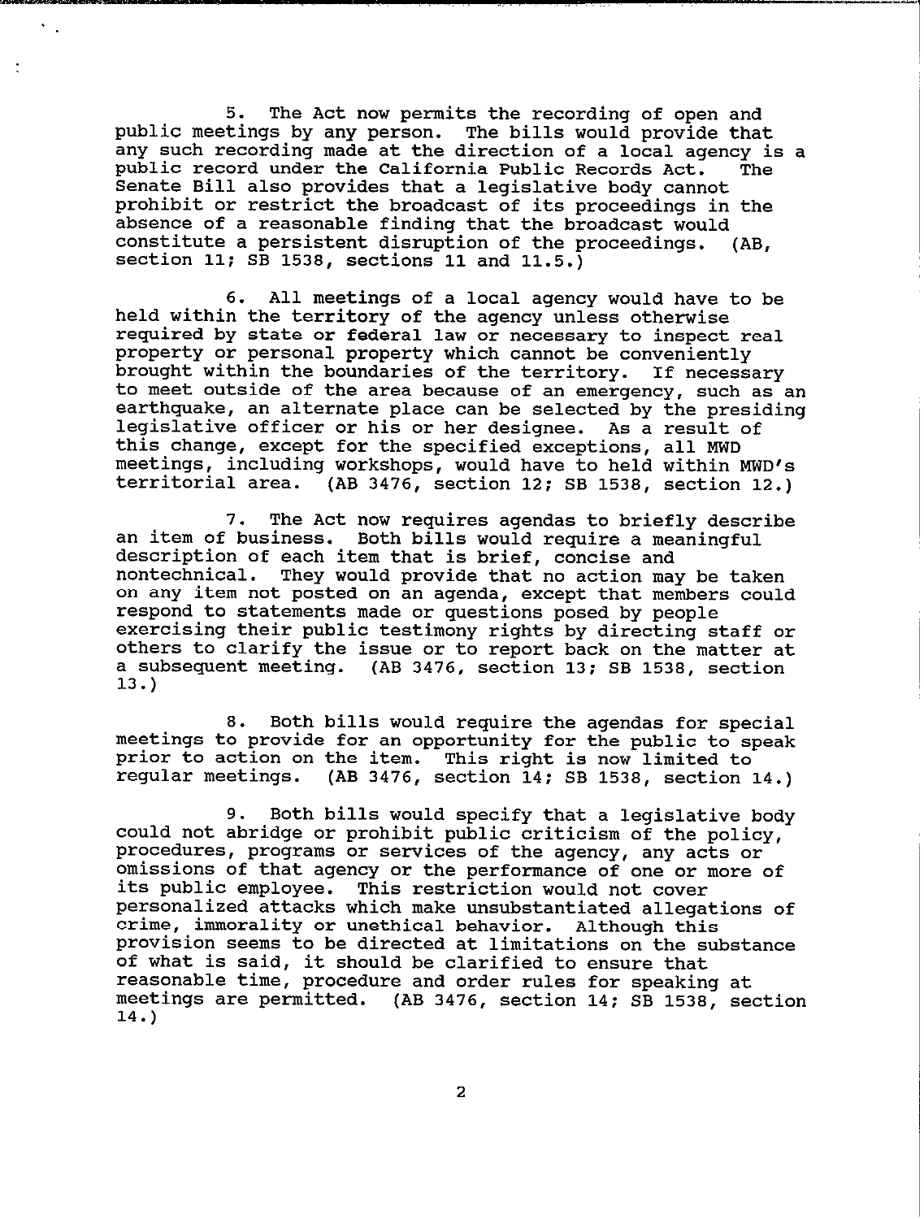5. The Act now permits the recording of open and public meetings by any person. The bills would provide that any such recording made at the direction of a local agency is a public record under the California Public Records Act. The Senate Bill also provides that a legislative body cannot prohibit or restrict the broadcast of its proceedings in the absence of a reasonable finding that the broadcast would constitute a persistent disruption of the proceedings. (AB, section 11; SB 1538, sections 11 and 11.5.)

6. All meetings of a local agency would have to be held within the territory of the agency unless otherwise required by state or federal law or necessary to inspect real property or personal property which cannot be conveniently brought within the boundaries of the territory. If necessary to meet outside of the area because of an emergency, such as an earthquake, an alternate place can be selected by the presiding legislative officer or his or her designee. As a result of this change, except for the specified exceptions, all MWD meetings, including workshops, would have to held within MWD's territorial area. (AB 3476, section 12; SB 1538, section 12.)

7. The Act now requires agendas to briefly describe an item of business. Both bills would require a meaningful description of each item that is brief, concise and nontechnical. They would provide that no action may be taken on any item not posted on an agenda, except that members could respond to statements made or questions posed by people exercising their public testimony rights by directing staff or others to clarify the issue or to report back on the matter at a subsequent meeting. (AB 3476, section 13; SB 1538, section 13.)

8. Both bills would require the agendas for special meetings to provide for an opportunity for the public to speak prior to action on the item. This right is now limited to regular meetings. (AB 3476, section 14; SB 1538, section 14.)

9. Both bills would specify that a legislative body could not abridge or prohibit public criticism of the policy, procedures, programs or services of the agency, any acts or omissions of that agency or the performance of one or more of its public employee. This restriction would not cover personalized attacks which make unsubstantiated allegations of crime, immorality or unethical behavior. Although this provision seems to be directed at limitations on the substance of what is said, it should be clarified to ensure that reasonable time, procedure and order rules for speaking at meetings are permitted. (AB 3476, section 14; SB 1538, section 14.)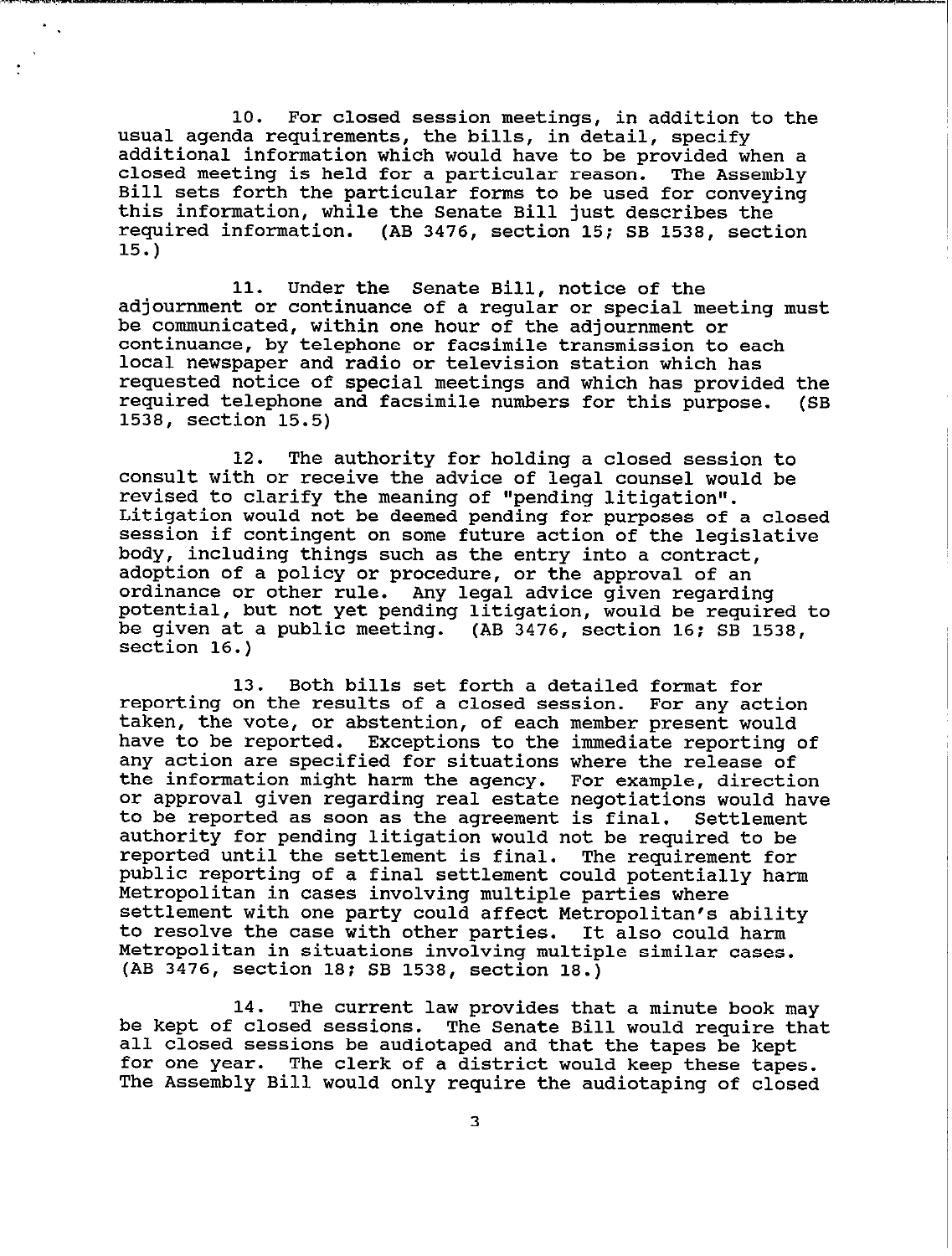10. For closed session meetings, in addition to the usual agenda requirements, the bills, in detail, specify additional information which would have to be provided when a closed meeting is held for a particular reason. The Assembly Bill sets forth the particular forms to be used for conveying this information, while the Senate Bill just describes the required information. (AB 3476, section 15; SB 1538, section 15.)

11. Under the Senate Bill, notice of the adjournment or continuance of a regular or special meeting must be communicated, within one hour of the adjournment or continuance, by telephone or facsimile transmission to each local newspaper and radio or television station which has requested notice of special meetings and which has provided the required telephone and facsimile numbers for this purpose. (SB 1538, section 15.5)

12. The authority for holding a closed session to consult with or receive the advice of legal counsel would be revised to clarify the meaning of "pending litigation". Litigation would not be deemed pending for purposes of a closed session if contingent on some future action of the legislative body, including things such as the entry into a contract, adoption of a policy or procedure, or the approval of an ordinance or other rule. Any legal advice given regarding potential, but not yet pending litigation, would be required to be given at a public meeting. (AB 3476, section 16; SB 1538, section 16.)

13. Both bills set forth a detailed format for reporting on the results of a closed session. For any action taken, the vote, or abstention, of each member present would have to be reported. Exceptions to the immediate reporting of any action are specified for situations where the release of the information might harm the agency. For example, direction or approval given regarding real estate negotiations would have to be reported as soon as the agreement is final. Settlement authority for pending litigation would not be required to be reported until the settlement is final. The requirement for public reporting of a final settlement could potentially harm Metropolitan in cases involving multiple parties where settlement with one party could affect Metropolitan's ability to resolve the case with other parties. It also could harm Metropolitan in situations involving multiple similar cases. (AB 3476, section 18; SB 1538, section 18.)

14. The current law provides that a minute book may be kept of closed sessions. The Senate Bill would require that all closed sessions be audiotaped and that the tapes be kept for one year. The clerk of a district would keep these tapes. The Assembly Bill would only require the audiotaping of closed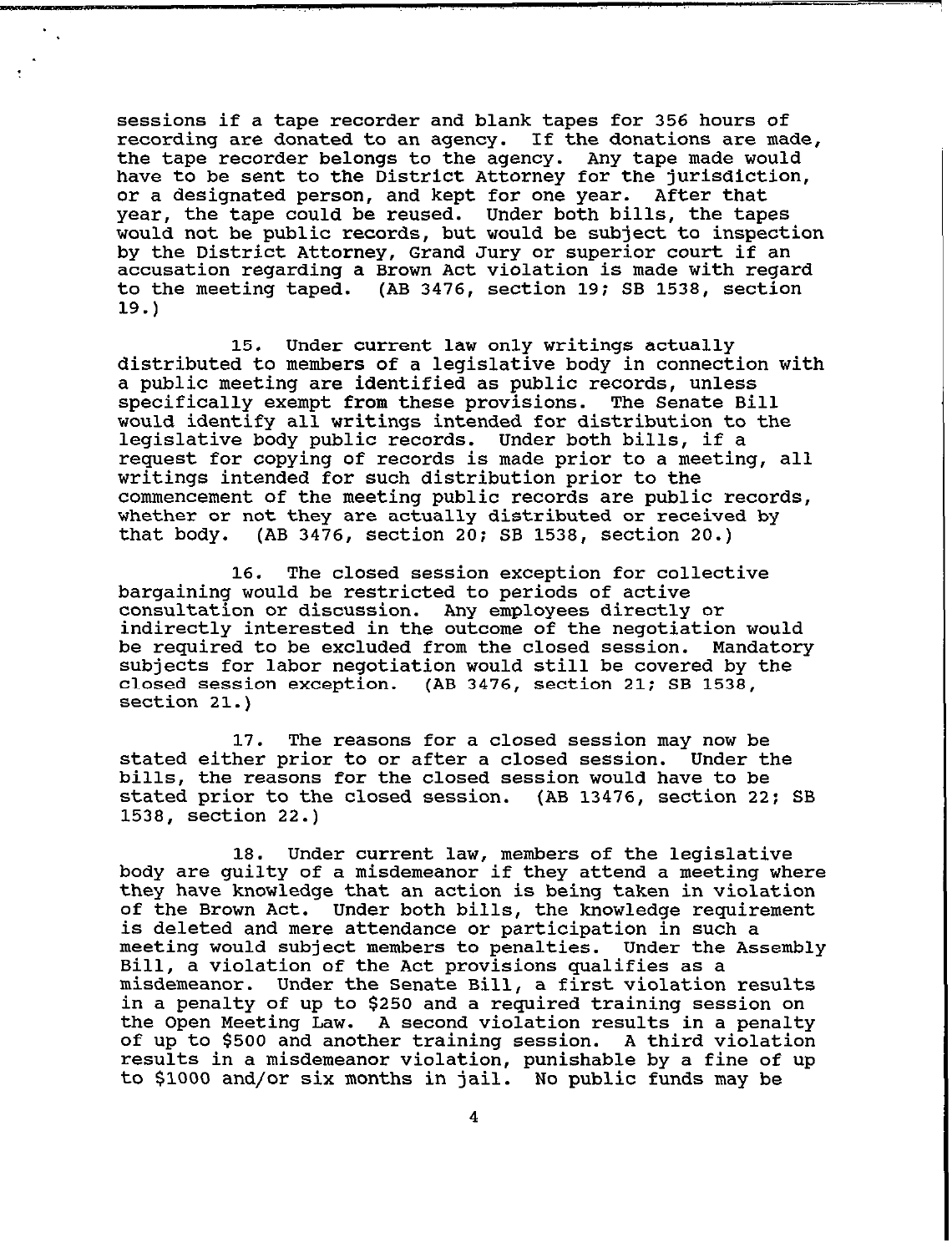sessions if a tape recorder and blank tapes for 356 hours of recording are donated to an agency. If the donations are made, the tape recorder belongs to the agency. Any tape made would have to be sent to the District Attorney for the jurisdiction, or a designated person, and kept for one year. After that year, the tape could be reused. Under both bills, the tapes would not be public records, but would be subject to inspection by the District Attorney, Grand Jury or superior court if an accusation regarding a Brown Act violation is made with regard to the meeting taped. (AB 3476, section 19; SB 1538, section 19.)

15. Under current law only writings actually distributed to members of a legislative body in connection with a public meeting are identified as public records, unless specifically exempt from these provisions. The Senate Bill would identify all writings intended for distribution to the legislative body public records. Under both bills, if a request for copying of records is made prior to a meeting, all writings intended for such distribution prior to the commencement of the meeting public records are public records, whether or not they are actually distributed or received by that body. (AB 3476, section 20; SB 1538, section 20.)

16. The closed session exception for collective bargaining would be restricted to periods of active consultation or discussion. Any employees directly or indirectly interested in the outcome of the negotiation would be required to be excluded from the closed session. Mandatory subjects for labor negotiation would still be covered by the closed session exception. (AB 3476, section 21; SB 1538, section 21.)

17. The reasons for a closed session may now be stated either prior to or after a closed session. Under the bills, the reasons for the closed session would have to be stated prior to the closed session. (AB 13476, section 22; SB 1538, section 22.)

18. Under current law, members of the legislative body are guilty of a misdemeanor if they attend a meeting where they have knowledge that an action is being taken in violation of the Brown Act. Under both bills, the knowledge requirement is deleted and mere attendance or participation in such a meeting would subject members to penalties. Under the Assembly Bill, a violation of the Act provisions qualifies as a misdemeanor. Under the Senate Bill, a first violation results in a penalty of up to $250 and a required training session on the Open Meeting Law. A second violation results in a penalty of up to $500 and another training session. A third violation results in a misdemeanor violation, punishable by a fine of up to $1000 and/or six months in jail. No public funds may be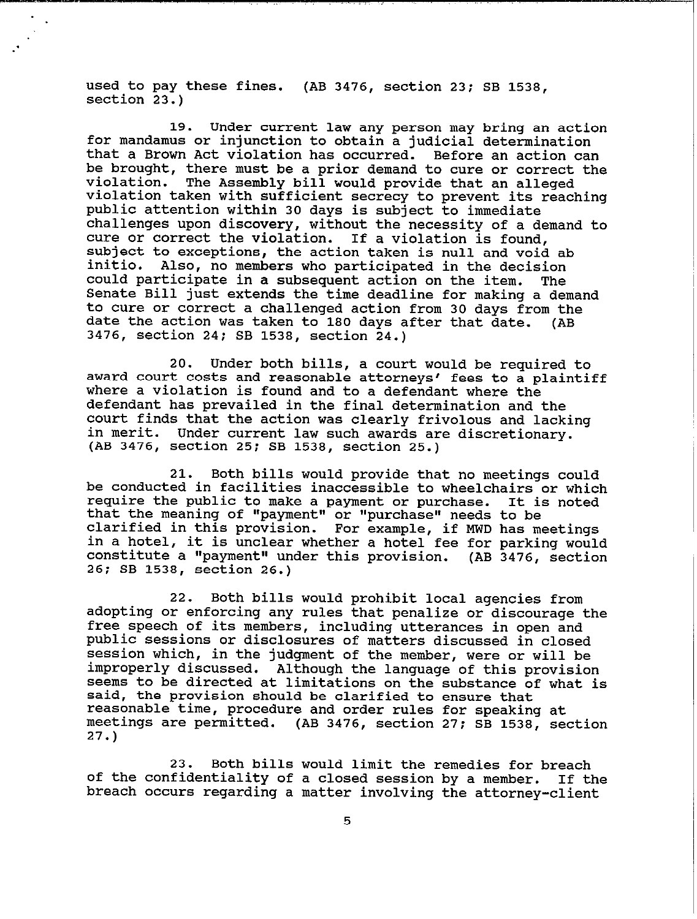used to pay these fines. (AB 3476, section 23; SB 1538, section 23.)

19. Under current law any person may bring an action for mandamus or injunction to obtain a judicial determination that a Brown Act violation has occurred. Before an action can be brought, there must be a prior demand to cure or correct the violation. The Assembly bill would provide that an alleged violation taken with sufficient secrecy to prevent its reaching public attention within 30 days is subject to immediate challenges upon discovery, without the necessity of a demand to cure or correct the violation. If a violation is found, subject to exceptions, the action taken is null and void ab initio. Also, no members who participated in the decision could participate in a subsequent action on the item. The Senate Bill just extends the time deadline for making a demand to cure or correct a challenged action from 30 days from the date the action was taken to 180 days after that date. (AB 3476, section 24; SB 1538, section 24.)

20. Under both bills, a court would be required to award court costs and reasonable attorneys' fees to a plaintiff where a violation is found and to a defendant where the defendant has prevailed in the final determination and the court finds that the action was clearly frivolous and lacking in merit. Under current law such awards are discretionary. (AB 3476, section 25; SB 1538, section 25.)

21. Both bills would provide that no meetings could be conducted in facilities inaccessible to wheelchairs or which require the public to make a payment or purchase. It is noted that the meaning of "payment" or "purchase" needs to be clarified in this provision. For example, if MWD has meetings in a hotel, it is unclear whether a hotel fee for parking would constitute a "payment" under this provision. (AB 3476, section 26; SB 1538, section 26.)

22. Both bills would prohibit local agencies from adopting or enforcing any rules that penalize or discourage the free speech of its members, including utterances in open and public sessions or disclosures of matters discussed in closed session which, in the judgment of the member, were or will be improperly discussed. Although the language of this provision seems to be directed at limitations on the substance of what is said, the provision should be clarified to ensure that reasonable time, procedure and order rules for speaking at meetings are permitted. (AB 3476, section 27; SB 1538, section 27.)

23. Both bills would limit the remedies for breach of the confidentiality of a closed session by a member. If the breach occurs regarding a matter involving the attorney-client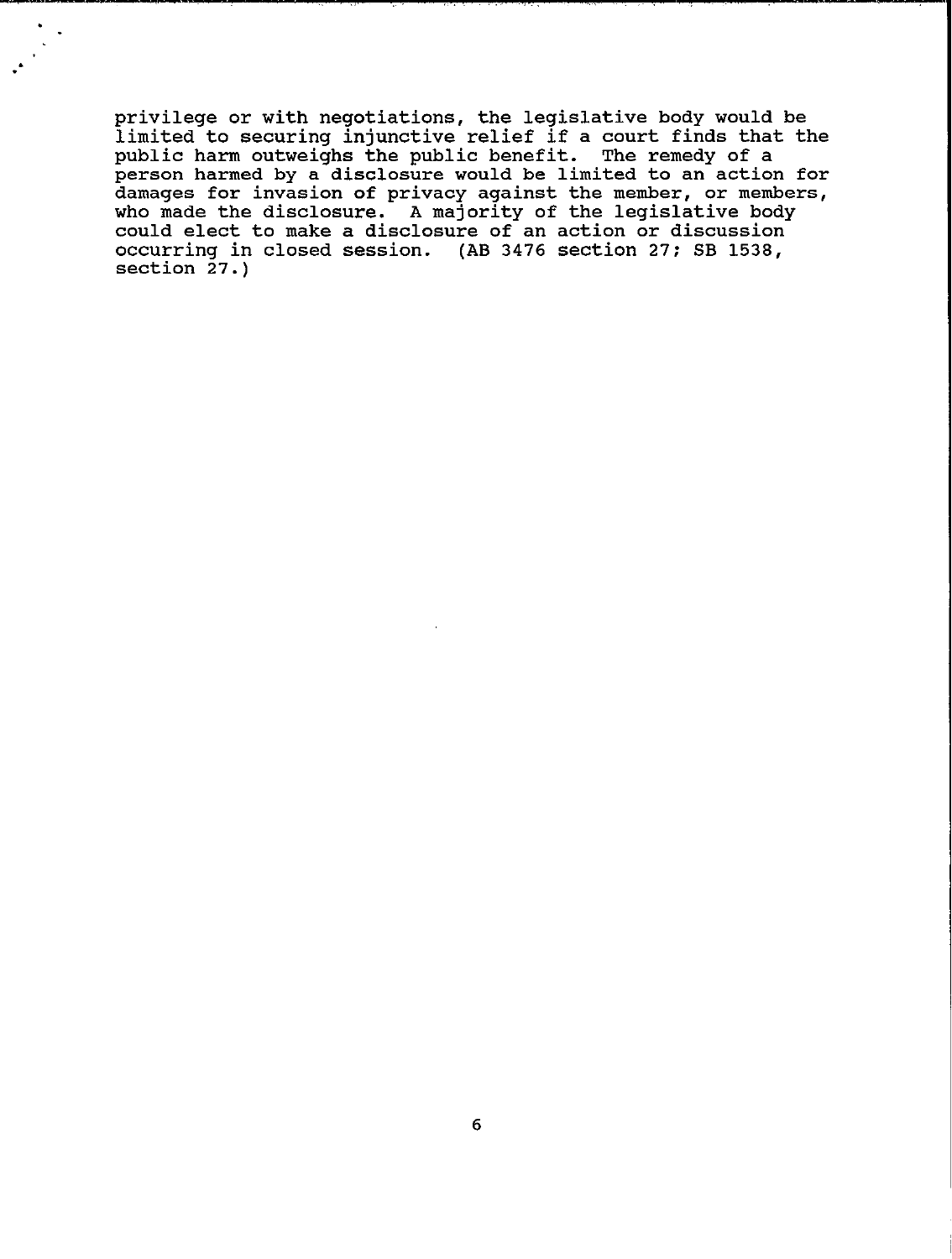privilege or with negotiations, the legislative body would be limited to securing injunctive relief if a court finds that the public harm outweighs the public benefit. The remedy of a person harmed by a disclosure would be limited to an action for damages for invasion of privacy against the member, or members, who made the disclosure. A majority of the legislative body could elect to make a disclosure of an action or discussion occurring in closed session. (AB 3476 section 27; SB 1538, section 27.)